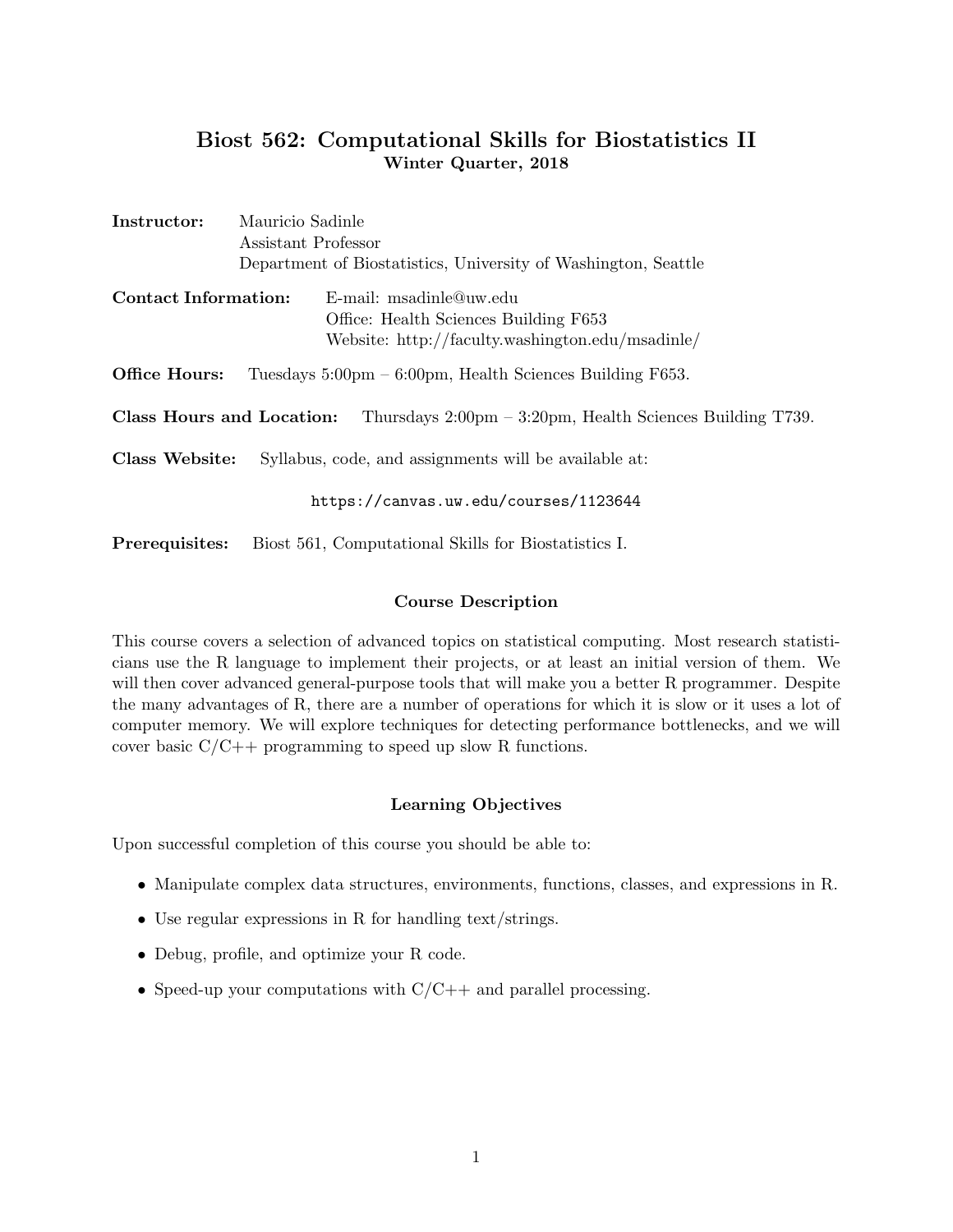# Biost 562: Computational Skills for Biostatistics II
**Winter Quarter, 2018**

**Instructor:** Mauricio Sadinle
Assistant Professor
Department of Biostatistics, University of Washington, Seattle

**Contact Information:** E-mail: msadinle@uw.edu
Office: Health Sciences Building F653
Website: http://faculty.washington.edu/msadinle/

**Office Hours:** Tuesdays 5:00pm – 6:00pm, Health Sciences Building F653.

**Class Hours and Location:** Thursdays 2:00pm – 3:20pm, Health Sciences Building T739.

**Class Website:** Syllabus, code, and assignments will be available at:

`https://canvas.uw.edu/courses/1123644`

**Prerequisites:** Biost 561, Computational Skills for Biostatistics I.

## Course Description

This course covers a selection of advanced topics on statistical computing. Most research statisticians use the R language to implement their projects, or at least an initial version of them. We will then cover advanced general-purpose tools that will make you a better R programmer. Despite the many advantages of R, there are a number of operations for which it is slow or it uses a lot of computer memory. We will explore techniques for detecting performance bottlenecks, and we will cover basic C/C++ programming to speed up slow R functions.

## Learning Objectives

Upon successful completion of this course you should be able to:

- Manipulate complex data structures, environments, functions, classes, and expressions in R.
- Use regular expressions in R for handling text/strings.
- Debug, profile, and optimize your R code.
- Speed-up your computations with C/C++ and parallel processing.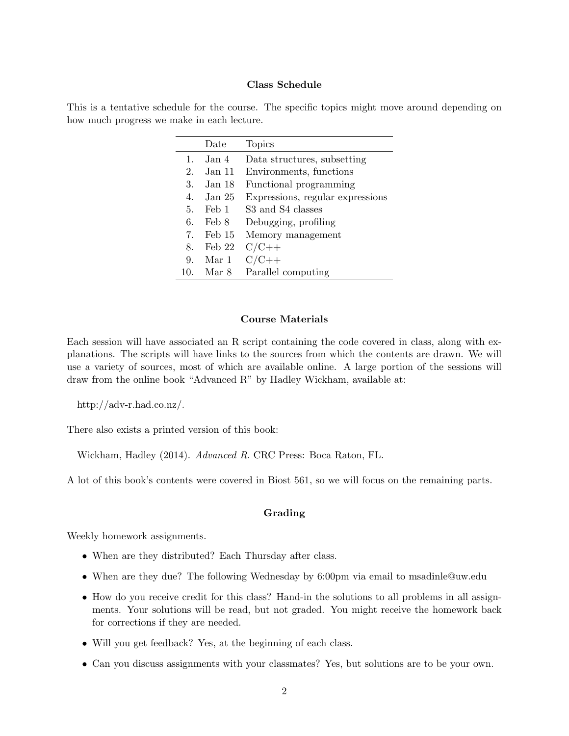### Class Schedule

This is a tentative schedule for the course. The specific topics might move around depending on how much progress we make in each lecture.

| | Date | Topics |
|---|---|---|
| 1. | Jan 4 | Data structures, subsetting |
| 2. | Jan 11 | Environments, functions |
| 3. | Jan 18 | Functional programming |
| 4. | Jan 25 | Expressions, regular expressions |
| 5. | Feb 1 | S3 and S4 classes |
| 6. | Feb 8 | Debugging, profiling |
| 7. | Feb 15 | Memory management |
| 8. | Feb 22 | C/C++ |
| 9. | Mar 1 | C/C++ |
| 10. | Mar 8 | Parallel computing |

### Course Materials

Each session will have associated an R script containing the code covered in class, along with explanations. The scripts will have links to the sources from which the contents are drawn. We will use a variety of sources, most of which are available online. A large portion of the sessions will draw from the online book "Advanced R" by Hadley Wickham, available at:

http://adv-r.had.co.nz/.

There also exists a printed version of this book:

Wickham, Hadley (2014). *Advanced R.* CRC Press: Boca Raton, FL.

A lot of this book's contents were covered in Biost 561, so we will focus on the remaining parts.

### Grading

Weekly homework assignments.

- When are they distributed? Each Thursday after class.
- When are they due? The following Wednesday by 6:00pm via email to msadinle@uw.edu
- How do you receive credit for this class? Hand-in the solutions to all problems in all assignments. Your solutions will be read, but not graded. You might receive the homework back for corrections if they are needed.
- Will you get feedback? Yes, at the beginning of each class.
- Can you discuss assignments with your classmates? Yes, but solutions are to be your own.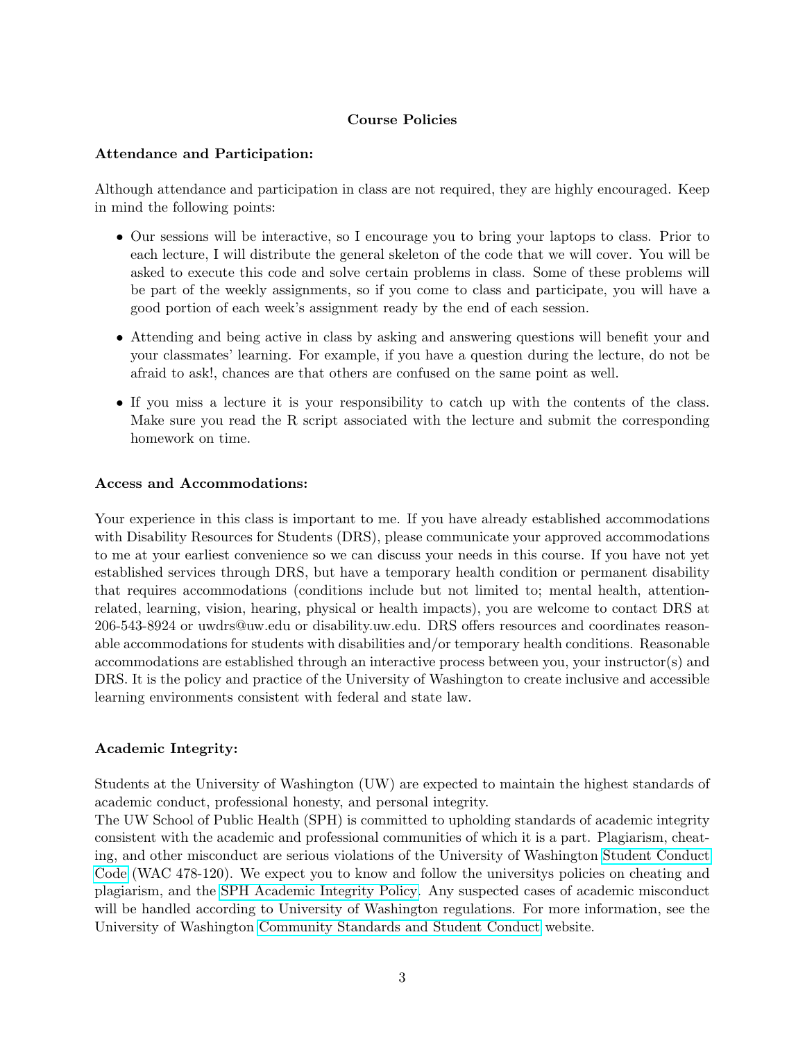## Course Policies

### Attendance and Participation:

Although attendance and participation in class are not required, they are highly encouraged. Keep in mind the following points:

- Our sessions will be interactive, so I encourage you to bring your laptops to class. Prior to each lecture, I will distribute the general skeleton of the code that we will cover. You will be asked to execute this code and solve certain problems in class. Some of these problems will be part of the weekly assignments, so if you come to class and participate, you will have a good portion of each week's assignment ready by the end of each session.
- Attending and being active in class by asking and answering questions will benefit your and your classmates' learning. For example, if you have a question during the lecture, do not be afraid to ask!, chances are that others are confused on the same point as well.
- If you miss a lecture it is your responsibility to catch up with the contents of the class. Make sure you read the R script associated with the lecture and submit the corresponding homework on time.

### Access and Accommodations:

Your experience in this class is important to me. If you have already established accommodations with Disability Resources for Students (DRS), please communicate your approved accommodations to me at your earliest convenience so we can discuss your needs in this course. If you have not yet established services through DRS, but have a temporary health condition or permanent disability that requires accommodations (conditions include but not limited to; mental health, attention-related, learning, vision, hearing, physical or health impacts), you are welcome to contact DRS at 206-543-8924 or uwdrs@uw.edu or disability.uw.edu. DRS offers resources and coordinates reasonable accommodations for students with disabilities and/or temporary health conditions. Reasonable accommodations are established through an interactive process between you, your instructor(s) and DRS. It is the policy and practice of the University of Washington to create inclusive and accessible learning environments consistent with federal and state law.

### Academic Integrity:

Students at the University of Washington (UW) are expected to maintain the highest standards of academic conduct, professional honesty, and personal integrity.
The UW School of Public Health (SPH) is committed to upholding standards of academic integrity consistent with the academic and professional communities of which it is a part. Plagiarism, cheating, and other misconduct are serious violations of the University of Washington Student Conduct Code (WAC 478-120). We expect you to know and follow the universitys policies on cheating and plagiarism, and the SPH Academic Integrity Policy. Any suspected cases of academic misconduct will be handled according to University of Washington regulations. For more information, see the University of Washington Community Standards and Student Conduct website.